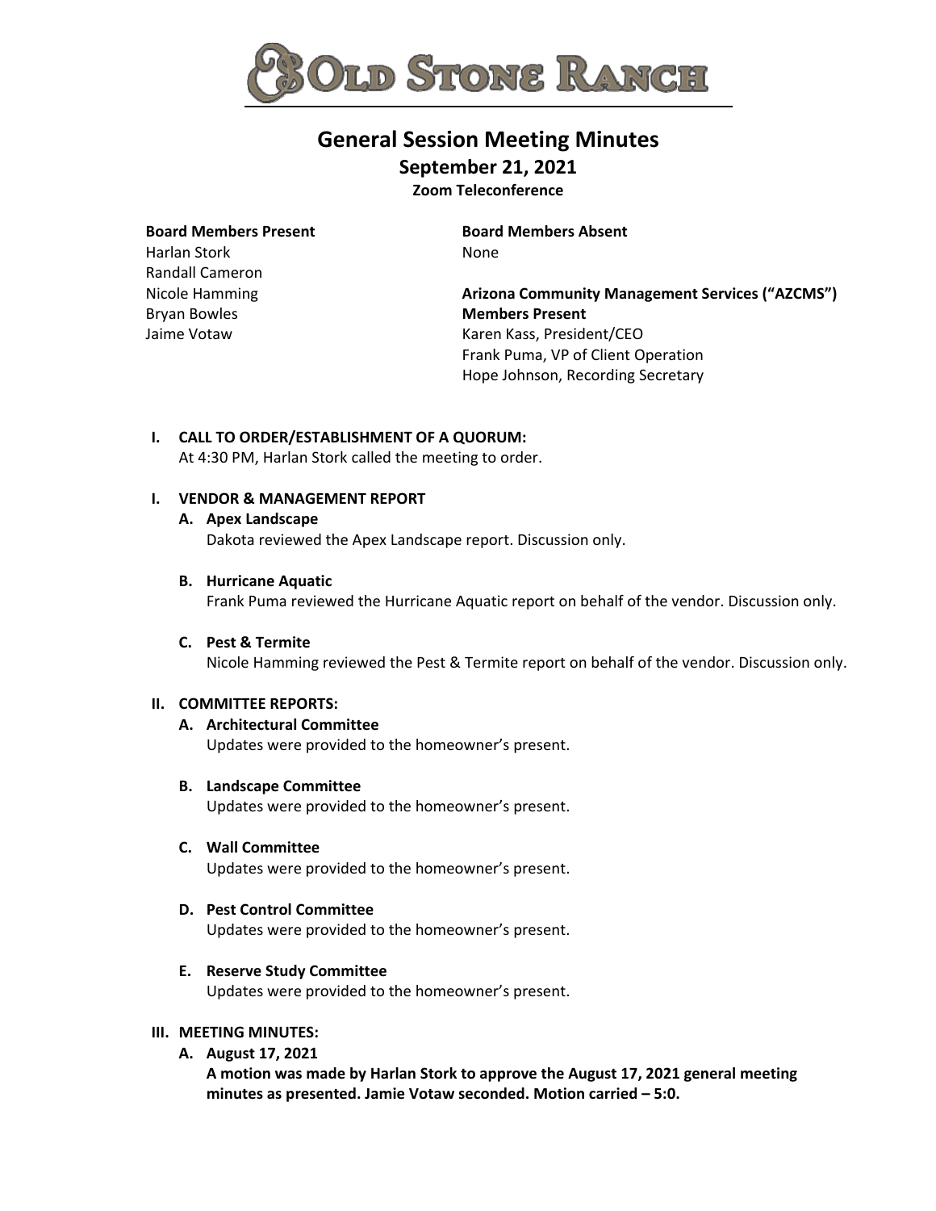# OLD STONE RANCH

## General Session Meeting Minutes

### September 21, 2021

**Zoom Teleconference**

**Board Members Present**
Harlan Stork
Randall Cameron
Nicole Hamming
Bryan Bowles
Jaime Votaw

**Board Members Absent**
None

**Arizona Community Management Services ("AZCMS") Members Present**
Karen Kass, President/CEO
Frank Puma, VP of Client Operation
Hope Johnson, Recording Secretary

**I. CALL TO ORDER/ESTABLISHMENT OF A QUORUM:**
At 4:30 PM, Harlan Stork called the meeting to order.

**I. VENDOR & MANAGEMENT REPORT**

**A. Apex Landscape**
Dakota reviewed the Apex Landscape report. Discussion only.

**B. Hurricane Aquatic**
Frank Puma reviewed the Hurricane Aquatic report on behalf of the vendor. Discussion only.

**C. Pest & Termite**
Nicole Hamming reviewed the Pest & Termite report on behalf of the vendor. Discussion only.

**II. COMMITTEE REPORTS:**

**A. Architectural Committee**
Updates were provided to the homeowner's present.

**B. Landscape Committee**
Updates were provided to the homeowner's present.

**C. Wall Committee**
Updates were provided to the homeowner's present.

**D. Pest Control Committee**
Updates were provided to the homeowner's present.

**E. Reserve Study Committee**
Updates were provided to the homeowner's present.

**III. MEETING MINUTES:**

**A. August 17, 2021**
**A motion was made by Harlan Stork to approve the August 17, 2021 general meeting minutes as presented. Jamie Votaw seconded. Motion carried – 5:0.**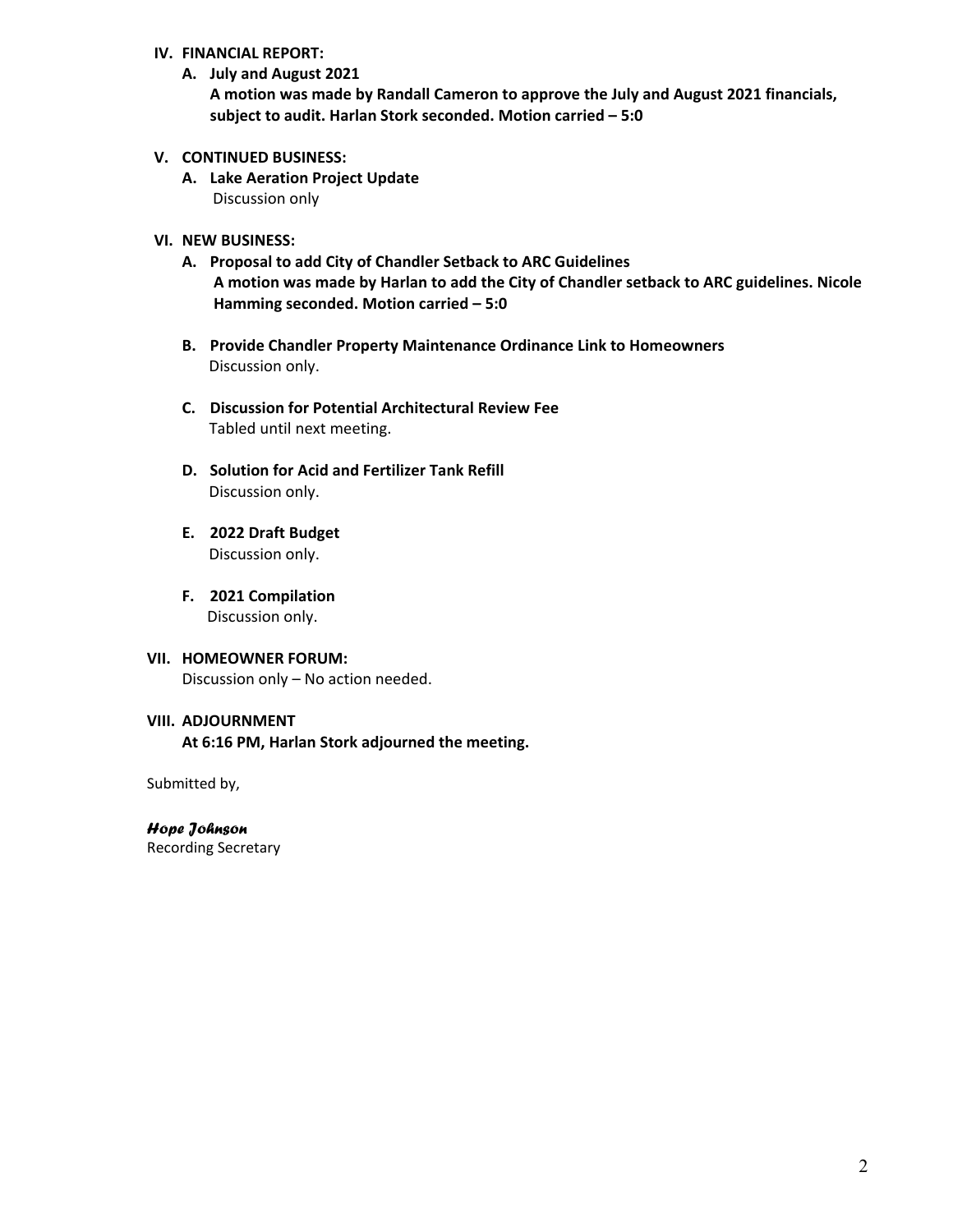## IV. FINANCIAL REPORT:

**A. July and August 2021**

**A motion was made by Randall Cameron to approve the July and August 2021 financials, subject to audit. Harlan Stork seconded. Motion carried – 5:0**

## V. CONTINUED BUSINESS:

**A. Lake Aeration Project Update**

Discussion only

## VI. NEW BUSINESS:

**A. Proposal to add City of Chandler Setback to ARC Guidelines**

**A motion was made by Harlan to add the City of Chandler setback to ARC guidelines. Nicole Hamming seconded. Motion carried – 5:0**

**B. Provide Chandler Property Maintenance Ordinance Link to Homeowners**

Discussion only.

**C. Discussion for Potential Architectural Review Fee**

Tabled until next meeting.

**D. Solution for Acid and Fertilizer Tank Refill**

Discussion only.

**E. 2022 Draft Budget**

Discussion only.

**F. 2021 Compilation**

Discussion only.

## VII. HOMEOWNER FORUM:

Discussion only – No action needed.

## VIII. ADJOURNMENT

**At 6:16 PM, Harlan Stork adjourned the meeting.**

Submitted by,

***Hope Johnson***
Recording Secretary